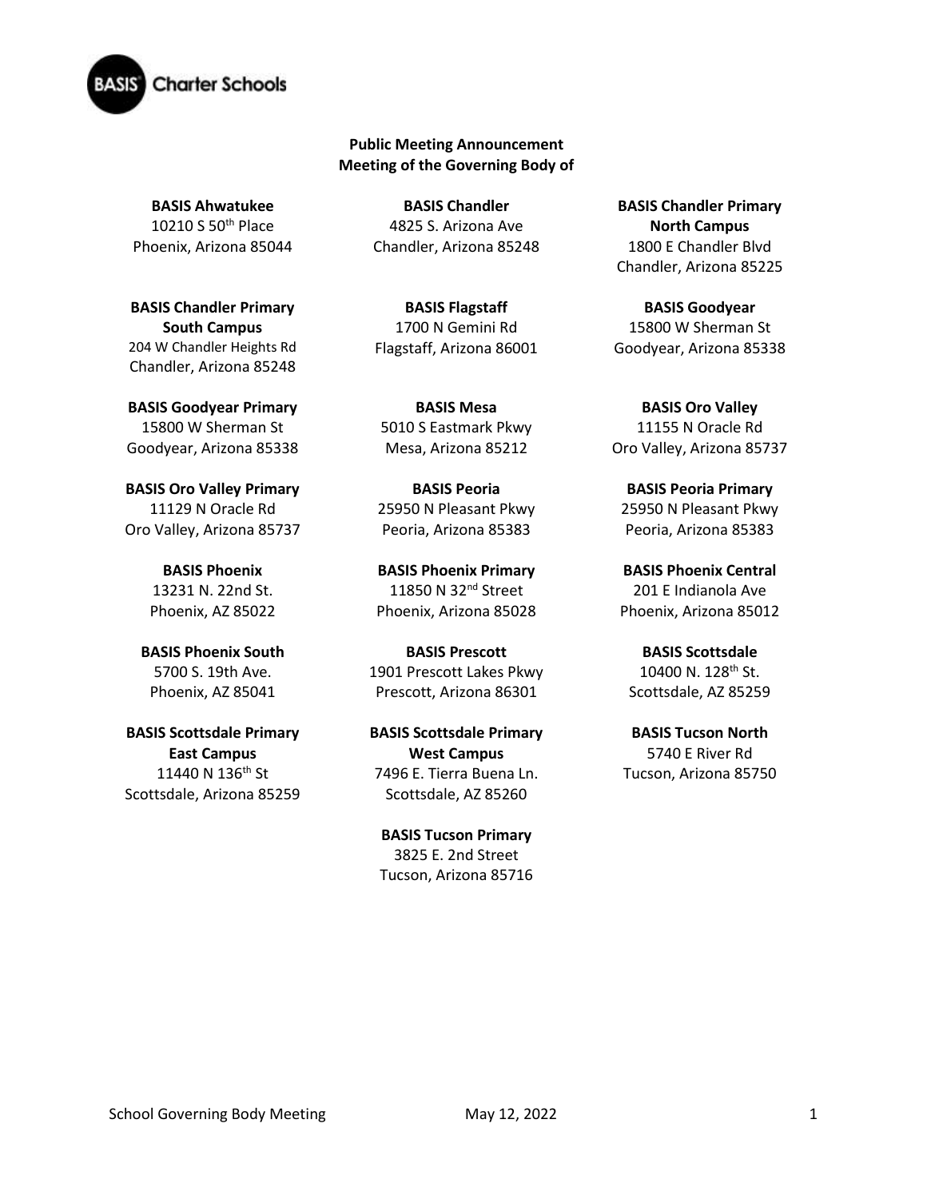**Public Meeting Announcement**
**Meeting of the Governing Body of**

**BASIS Ahwatukee**
10210 S 50th Place
Phoenix, Arizona 85044

**BASIS Chandler**
4825 S. Arizona Ave
Chandler, Arizona 85248

**BASIS Chandler Primary North Campus**
1800 E Chandler Blvd
Chandler, Arizona 85225

**BASIS Chandler Primary South Campus**
204 W Chandler Heights Rd
Chandler, Arizona 85248

**BASIS Flagstaff**
1700 N Gemini Rd
Flagstaff, Arizona 86001

**BASIS Goodyear**
15800 W Sherman St
Goodyear, Arizona 85338

**BASIS Goodyear Primary**
15800 W Sherman St
Goodyear, Arizona 85338

**BASIS Mesa**
5010 S Eastmark Pkwy
Mesa, Arizona 85212

**BASIS Oro Valley**
11155 N Oracle Rd
Oro Valley, Arizona 85737

**BASIS Oro Valley Primary**
11129 N Oracle Rd
Oro Valley, Arizona 85737

**BASIS Peoria**
25950 N Pleasant Pkwy
Peoria, Arizona 85383

**BASIS Peoria Primary**
25950 N Pleasant Pkwy
Peoria, Arizona 85383

**BASIS Phoenix**
13231 N. 22nd St.
Phoenix, AZ 85022

**BASIS Phoenix Primary**
11850 N 32nd Street
Phoenix, Arizona 85028

**BASIS Phoenix Central**
201 E Indianola Ave
Phoenix, Arizona 85012

**BASIS Phoenix South**
5700 S. 19th Ave.
Phoenix, AZ 85041

**BASIS Prescott**
1901 Prescott Lakes Pkwy
Prescott, Arizona 86301

**BASIS Scottsdale**
10400 N. 128th St.
Scottsdale, AZ 85259

**BASIS Scottsdale Primary East Campus**
11440 N 136th St
Scottsdale, Arizona 85259

**BASIS Scottsdale Primary West Campus**
7496 E. Tierra Buena Ln.
Scottsdale, AZ 85260

**BASIS Tucson North**
5740 E River Rd
Tucson, Arizona 85750

**BASIS Tucson Primary**
3825 E. 2nd Street
Tucson, Arizona 85716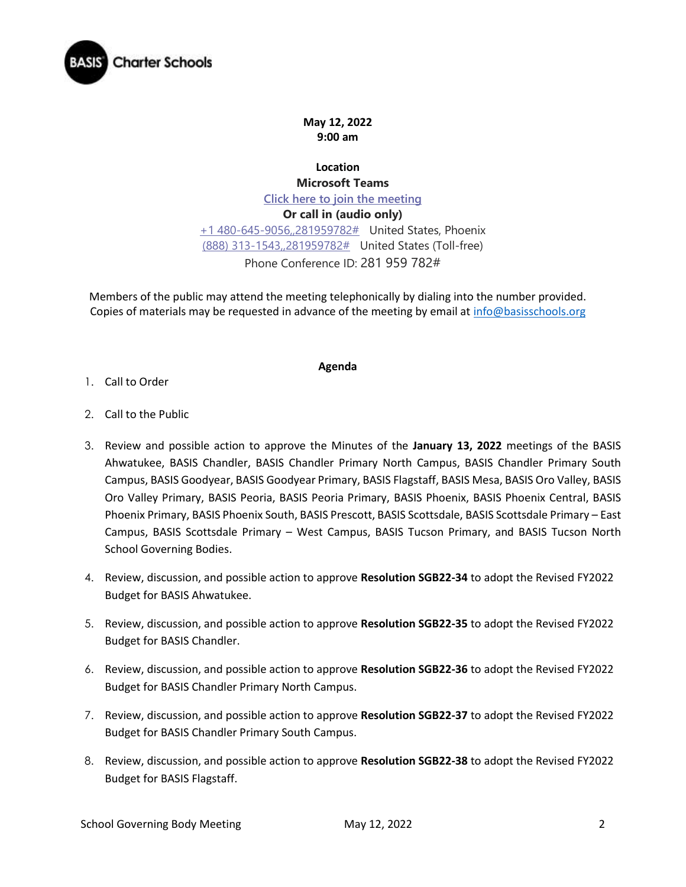**May 12, 2022**
**9:00 am**

**Location**
**Microsoft Teams**
[Click here to join the meeting]
**Or call in (audio only)**
+1 480-645-9056,,281959782# United States, Phoenix
(888) 313-1543,,281959782# United States (Toll-free)
Phone Conference ID: 281 959 782#

Members of the public may attend the meeting telephonically by dialing into the number provided. Copies of materials may be requested in advance of the meeting by email at info@basisschools.org

## Agenda

1. Call to Order

2. Call to the Public

3. Review and possible action to approve the Minutes of the **January 13, 2022** meetings of the BASIS Ahwatukee, BASIS Chandler, BASIS Chandler Primary North Campus, BASIS Chandler Primary South Campus, BASIS Goodyear, BASIS Goodyear Primary, BASIS Flagstaff, BASIS Mesa, BASIS Oro Valley, BASIS Oro Valley Primary, BASIS Peoria, BASIS Peoria Primary, BASIS Phoenix, BASIS Phoenix Central, BASIS Phoenix Primary, BASIS Phoenix South, BASIS Prescott, BASIS Scottsdale, BASIS Scottsdale Primary – East Campus, BASIS Scottsdale Primary – West Campus, BASIS Tucson Primary, and BASIS Tucson North School Governing Bodies.

4. Review, discussion, and possible action to approve **Resolution SGB22-34** to adopt the Revised FY2022 Budget for BASIS Ahwatukee.

5. Review, discussion, and possible action to approve **Resolution SGB22-35** to adopt the Revised FY2022 Budget for BASIS Chandler.

6. Review, discussion, and possible action to approve **Resolution SGB22-36** to adopt the Revised FY2022 Budget for BASIS Chandler Primary North Campus.

7. Review, discussion, and possible action to approve **Resolution SGB22-37** to adopt the Revised FY2022 Budget for BASIS Chandler Primary South Campus.

8. Review, discussion, and possible action to approve **Resolution SGB22-38** to adopt the Revised FY2022 Budget for BASIS Flagstaff.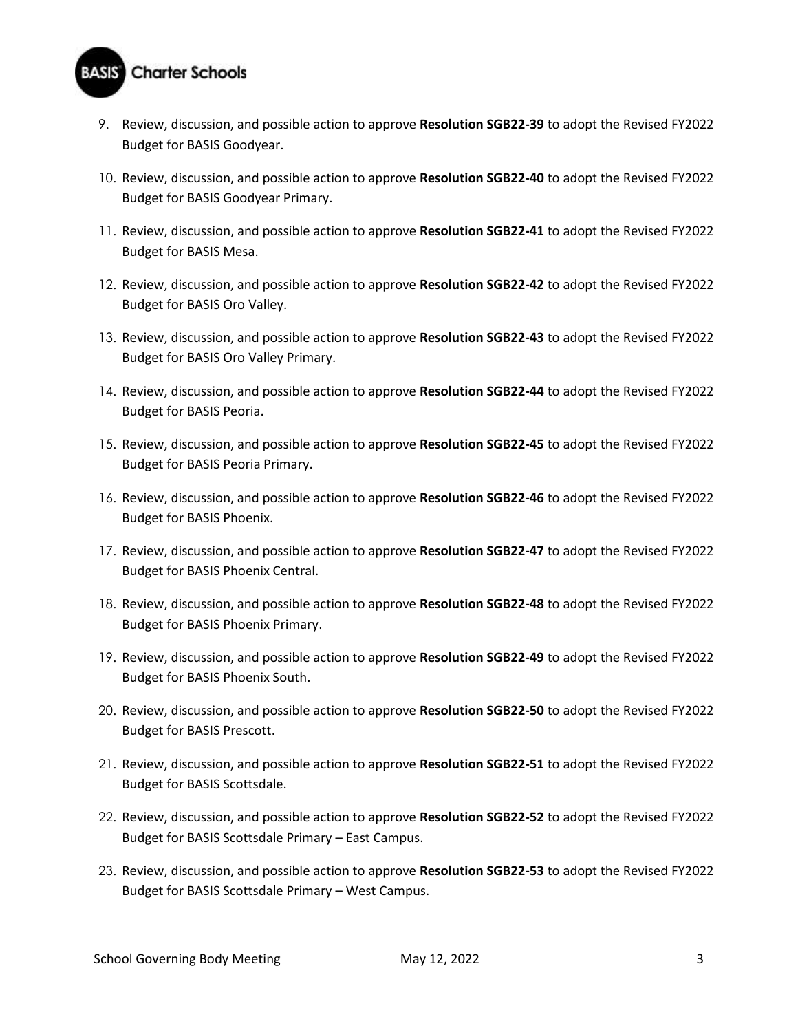9. Review, discussion, and possible action to approve **Resolution SGB22-39** to adopt the Revised FY2022 Budget for BASIS Goodyear.
10. Review, discussion, and possible action to approve **Resolution SGB22-40** to adopt the Revised FY2022 Budget for BASIS Goodyear Primary.
11. Review, discussion, and possible action to approve **Resolution SGB22-41** to adopt the Revised FY2022 Budget for BASIS Mesa.
12. Review, discussion, and possible action to approve **Resolution SGB22-42** to adopt the Revised FY2022 Budget for BASIS Oro Valley.
13. Review, discussion, and possible action to approve **Resolution SGB22-43** to adopt the Revised FY2022 Budget for BASIS Oro Valley Primary.
14. Review, discussion, and possible action to approve **Resolution SGB22-44** to adopt the Revised FY2022 Budget for BASIS Peoria.
15. Review, discussion, and possible action to approve **Resolution SGB22-45** to adopt the Revised FY2022 Budget for BASIS Peoria Primary.
16. Review, discussion, and possible action to approve **Resolution SGB22-46** to adopt the Revised FY2022 Budget for BASIS Phoenix.
17. Review, discussion, and possible action to approve **Resolution SGB22-47** to adopt the Revised FY2022 Budget for BASIS Phoenix Central.
18. Review, discussion, and possible action to approve **Resolution SGB22-48** to adopt the Revised FY2022 Budget for BASIS Phoenix Primary.
19. Review, discussion, and possible action to approve **Resolution SGB22-49** to adopt the Revised FY2022 Budget for BASIS Phoenix South.
20. Review, discussion, and possible action to approve **Resolution SGB22-50** to adopt the Revised FY2022 Budget for BASIS Prescott.
21. Review, discussion, and possible action to approve **Resolution SGB22-51** to adopt the Revised FY2022 Budget for BASIS Scottsdale.
22. Review, discussion, and possible action to approve **Resolution SGB22-52** to adopt the Revised FY2022 Budget for BASIS Scottsdale Primary – East Campus.
23. Review, discussion, and possible action to approve **Resolution SGB22-53** to adopt the Revised FY2022 Budget for BASIS Scottsdale Primary – West Campus.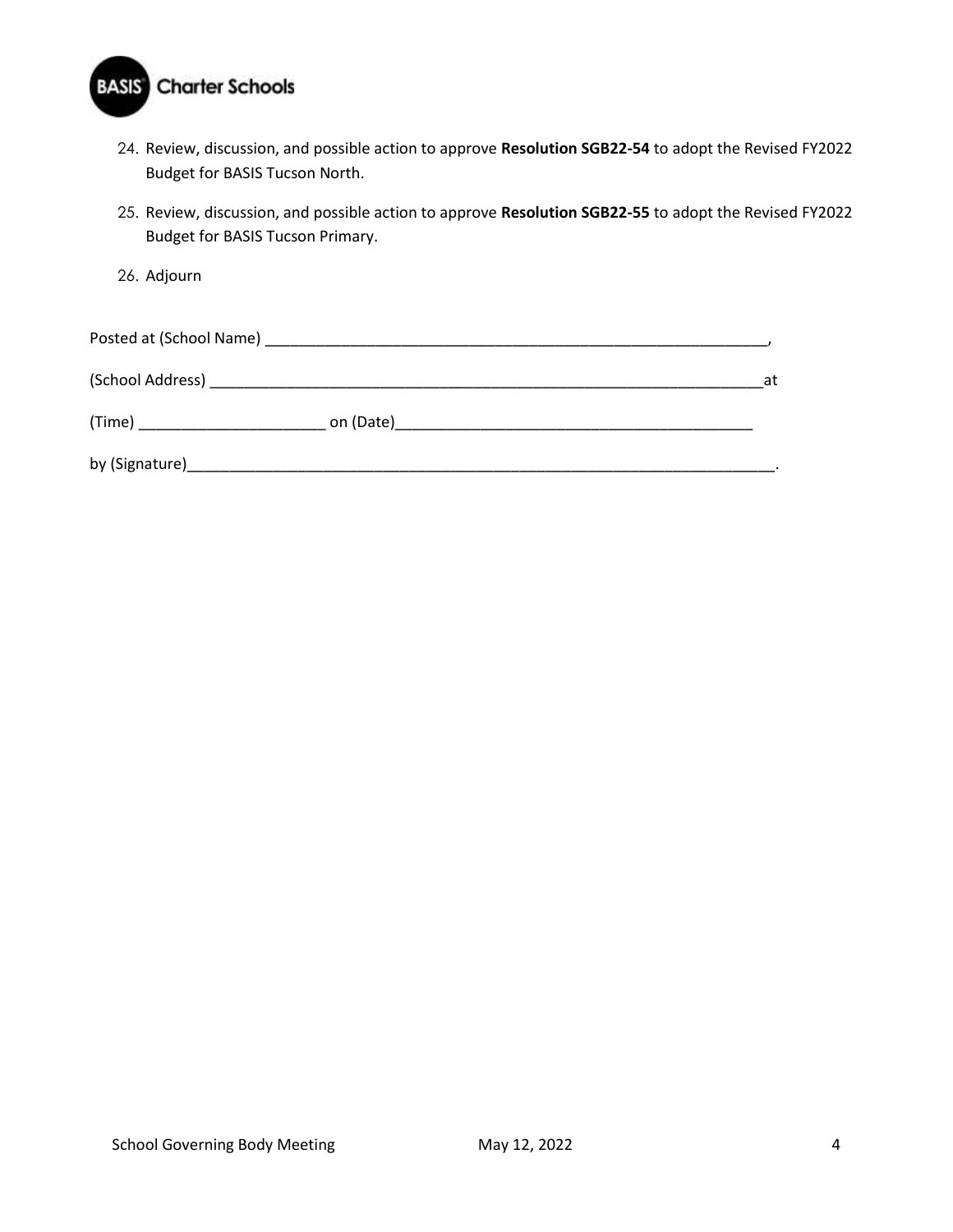24. Review, discussion, and possible action to approve **Resolution SGB22-54** to adopt the Revised FY2022 Budget for BASIS Tucson North.

25. Review, discussion, and possible action to approve **Resolution SGB22-55** to adopt the Revised FY2022 Budget for BASIS Tucson Primary.

26. Adjourn

Posted at (School Name) ______________________________________________________________,

(School Address) ____________________________________________________________________at

(Time) ______________________ on (Date)____________________________________________

by (Signature)________________________________________________________________________.